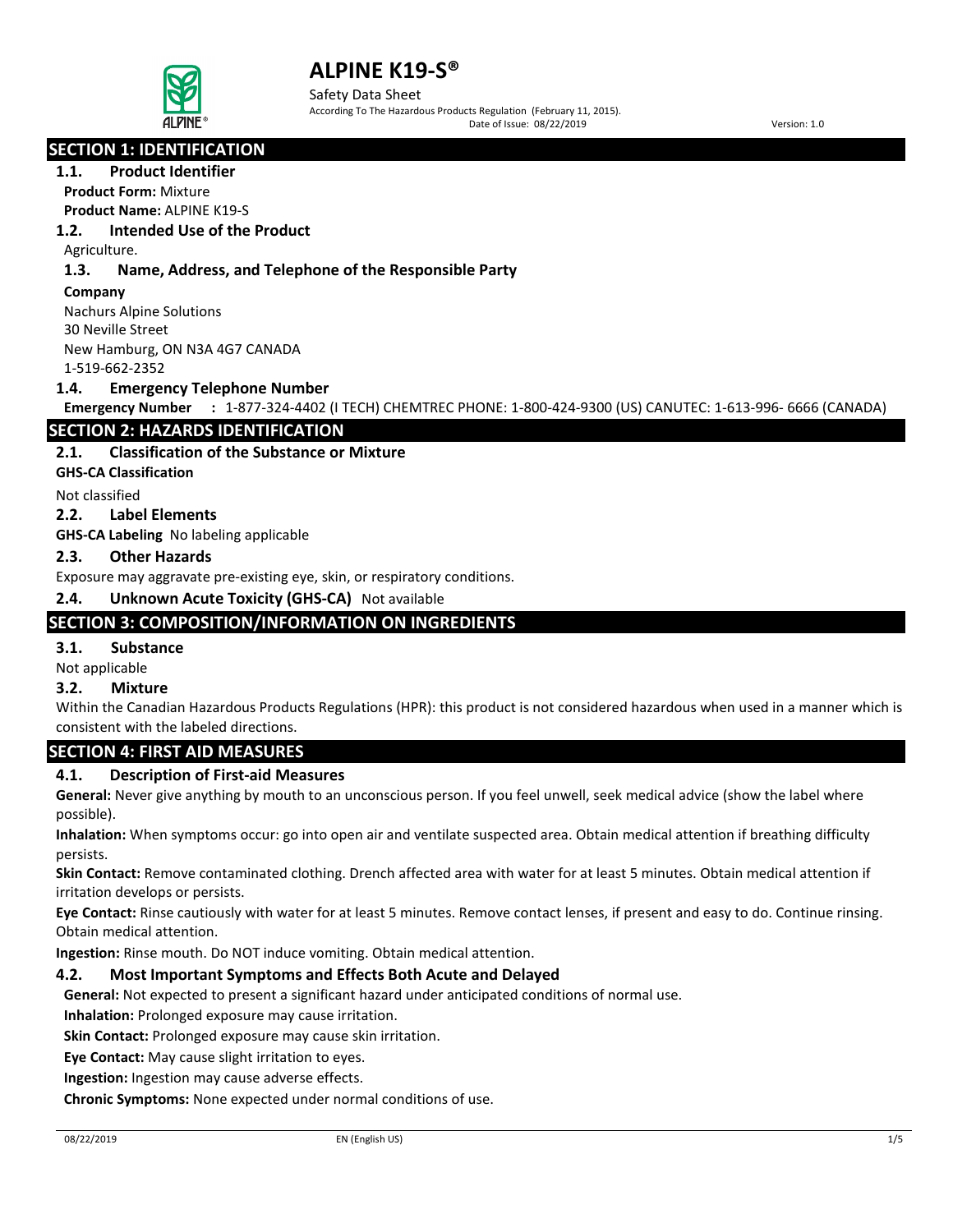# ALPINE K19-S®

Safety Data Sheet

According To The Hazardous Products Regulation (February 11, 2015).

Date of Issue: 08/22/2019 Version: 1.0

## SECTION 1: IDENTIFICATION

### 1.1. Product Identifier

**Product Form:** Mixture

**Product Name:** ALPINE K19-S

### 1.2. Intended Use of the Product

Agriculture.

### 1.3. Name, Address, and Telephone of the Responsible Party

**Company**

Nachurs Alpine Solutions
30 Neville Street
New Hamburg, ON N3A 4G7 CANADA
1-519-662-2352

### 1.4. Emergency Telephone Number

**Emergency Number :** 1-877-324-4402 (I TECH) CHEMTREC PHONE: 1-800-424-9300 (US) CANUTEC: 1-613-996- 6666 (CANADA)

## SECTION 2: HAZARDS IDENTIFICATION

### 2.1. Classification of the Substance or Mixture

**GHS-CA Classification**

Not classified

### 2.2. Label Elements

**GHS-CA Labeling** No labeling applicable

### 2.3. Other Hazards

Exposure may aggravate pre-existing eye, skin, or respiratory conditions.

### 2.4. Unknown Acute Toxicity (GHS-CA) Not available

## SECTION 3: COMPOSITION/INFORMATION ON INGREDIENTS

### 3.1. Substance

Not applicable

### 3.2. Mixture

Within the Canadian Hazardous Products Regulations (HPR): this product is not considered hazardous when used in a manner which is consistent with the labeled directions.

## SECTION 4: FIRST AID MEASURES

### 4.1. Description of First-aid Measures

**General:** Never give anything by mouth to an unconscious person. If you feel unwell, seek medical advice (show the label where possible).

**Inhalation:** When symptoms occur: go into open air and ventilate suspected area. Obtain medical attention if breathing difficulty persists.

**Skin Contact:** Remove contaminated clothing. Drench affected area with water for at least 5 minutes. Obtain medical attention if irritation develops or persists.

**Eye Contact:** Rinse cautiously with water for at least 5 minutes. Remove contact lenses, if present and easy to do. Continue rinsing. Obtain medical attention.

**Ingestion:** Rinse mouth. Do NOT induce vomiting. Obtain medical attention.

### 4.2. Most Important Symptoms and Effects Both Acute and Delayed

**General:** Not expected to present a significant hazard under anticipated conditions of normal use.

**Inhalation:** Prolonged exposure may cause irritation.

**Skin Contact:** Prolonged exposure may cause skin irritation.

**Eye Contact:** May cause slight irritation to eyes.

**Ingestion:** Ingestion may cause adverse effects.

**Chronic Symptoms:** None expected under normal conditions of use.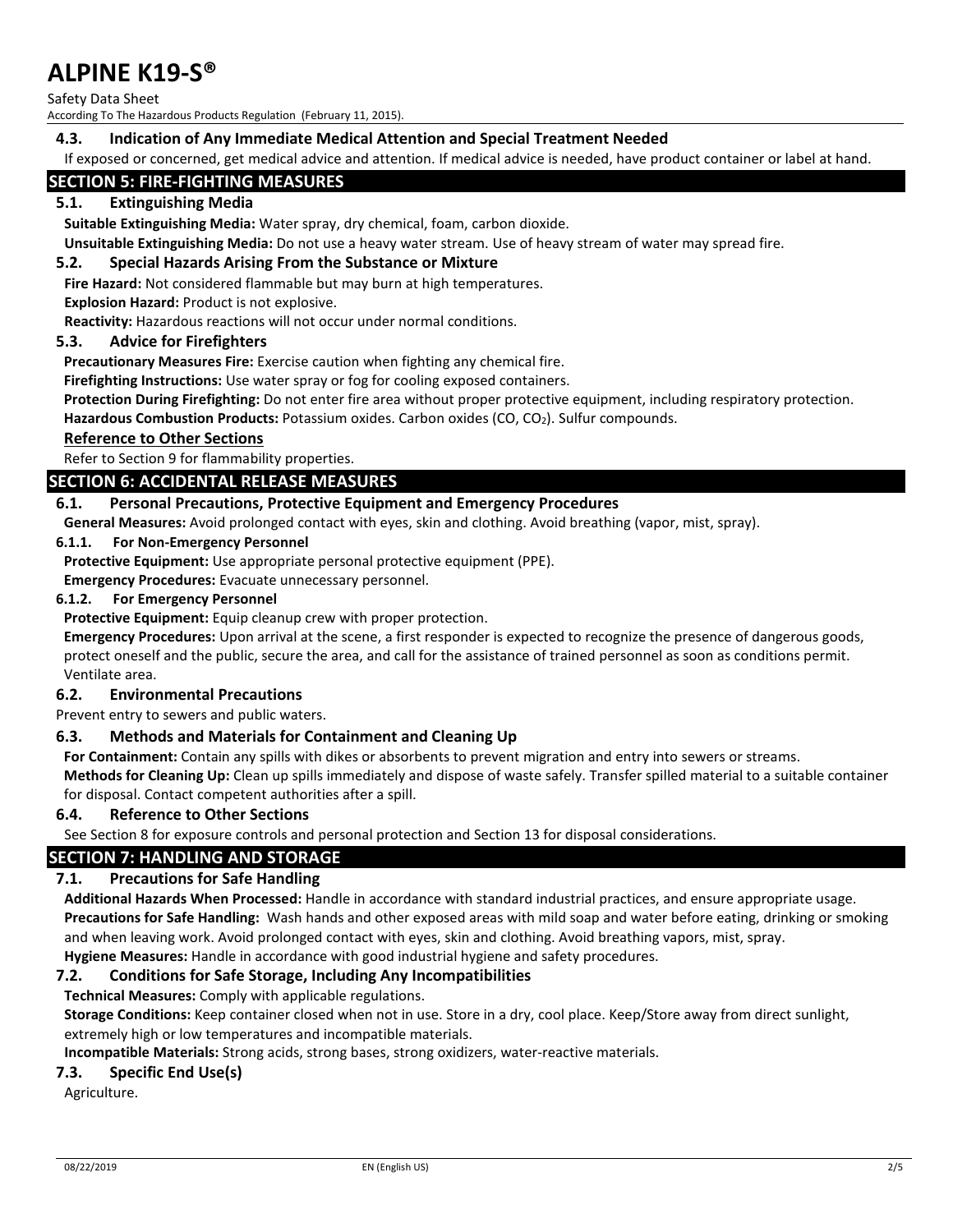### 4.3. Indication of Any Immediate Medical Attention and Special Treatment Needed

If exposed or concerned, get medical advice and attention. If medical advice is needed, have product container or label at hand.

## SECTION 5: FIRE-FIGHTING MEASURES

### 5.1. Extinguishing Media

**Suitable Extinguishing Media:** Water spray, dry chemical, foam, carbon dioxide.

**Unsuitable Extinguishing Media:** Do not use a heavy water stream. Use of heavy stream of water may spread fire.

### 5.2. Special Hazards Arising From the Substance or Mixture

**Fire Hazard:** Not considered flammable but may burn at high temperatures.

**Explosion Hazard:** Product is not explosive.

**Reactivity:** Hazardous reactions will not occur under normal conditions.

### 5.3. Advice for Firefighters

**Precautionary Measures Fire:** Exercise caution when fighting any chemical fire.

**Firefighting Instructions:** Use water spray or fog for cooling exposed containers.

**Protection During Firefighting:** Do not enter fire area without proper protective equipment, including respiratory protection.

**Hazardous Combustion Products:** Potassium oxides. Carbon oxides ($CO$, $CO_2$). Sulfur compounds.

**Reference to Other Sections**

Refer to Section 9 for flammability properties.

## SECTION 6: ACCIDENTAL RELEASE MEASURES

### 6.1. Personal Precautions, Protective Equipment and Emergency Procedures

**General Measures:** Avoid prolonged contact with eyes, skin and clothing. Avoid breathing (vapor, mist, spray).

#### 6.1.1. For Non-Emergency Personnel

**Protective Equipment:** Use appropriate personal protective equipment (PPE).

**Emergency Procedures:** Evacuate unnecessary personnel.

#### 6.1.2. For Emergency Personnel

**Protective Equipment:** Equip cleanup crew with proper protection.

**Emergency Procedures:** Upon arrival at the scene, a first responder is expected to recognize the presence of dangerous goods, protect oneself and the public, secure the area, and call for the assistance of trained personnel as soon as conditions permit. Ventilate area.

### 6.2. Environmental Precautions

Prevent entry to sewers and public waters.

### 6.3. Methods and Materials for Containment and Cleaning Up

**For Containment:** Contain any spills with dikes or absorbents to prevent migration and entry into sewers or streams.

**Methods for Cleaning Up:** Clean up spills immediately and dispose of waste safely. Transfer spilled material to a suitable container for disposal. Contact competent authorities after a spill.

### 6.4. Reference to Other Sections

See Section 8 for exposure controls and personal protection and Section 13 for disposal considerations.

## SECTION 7: HANDLING AND STORAGE

### 7.1. Precautions for Safe Handling

**Additional Hazards When Processed:** Handle in accordance with standard industrial practices, and ensure appropriate usage.

**Precautions for Safe Handling:** Wash hands and other exposed areas with mild soap and water before eating, drinking or smoking and when leaving work. Avoid prolonged contact with eyes, skin and clothing. Avoid breathing vapors, mist, spray.

**Hygiene Measures:** Handle in accordance with good industrial hygiene and safety procedures.

### 7.2. Conditions for Safe Storage, Including Any Incompatibilities

**Technical Measures:** Comply with applicable regulations.

**Storage Conditions:** Keep container closed when not in use. Store in a dry, cool place. Keep/Store away from direct sunlight, extremely high or low temperatures and incompatible materials.

**Incompatible Materials:** Strong acids, strong bases, strong oxidizers, water-reactive materials.

### 7.3. Specific End Use(s)

Agriculture.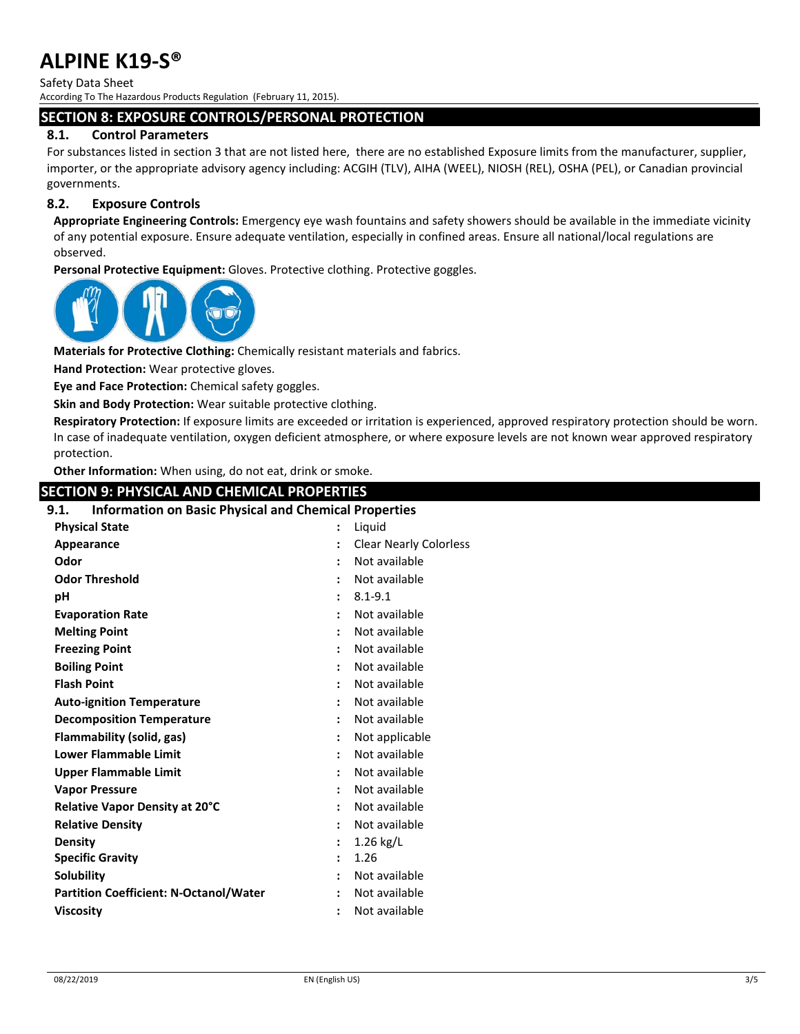## SECTION 8: EXPOSURE CONTROLS/PERSONAL PROTECTION

### 8.1. Control Parameters

For substances listed in section 3 that are not listed here, there are no established Exposure limits from the manufacturer, supplier, importer, or the appropriate advisory agency including: ACGIH (TLV), AIHA (WEEL), NIOSH (REL), OSHA (PEL), or Canadian provincial governments.

### 8.2. Exposure Controls

**Appropriate Engineering Controls:** Emergency eye wash fountains and safety showers should be available in the immediate vicinity of any potential exposure. Ensure adequate ventilation, especially in confined areas. Ensure all national/local regulations are observed.

**Personal Protective Equipment:** Gloves. Protective clothing. Protective goggles.

**Materials for Protective Clothing:** Chemically resistant materials and fabrics.

**Hand Protection:** Wear protective gloves.

**Eye and Face Protection:** Chemical safety goggles.

**Skin and Body Protection:** Wear suitable protective clothing.

**Respiratory Protection:** If exposure limits are exceeded or irritation is experienced, approved respiratory protection should be worn. In case of inadequate ventilation, oxygen deficient atmosphere, or where exposure levels are not known wear approved respiratory protection.

**Other Information:** When using, do not eat, drink or smoke.

## SECTION 9: PHYSICAL AND CHEMICAL PROPERTIES

### 9.1. Information on Basic Physical and Chemical Properties

| Property | Value |
|---|---|
| **Physical State** | Liquid |
| **Appearance** | Clear Nearly Colorless |
| **Odor** | Not available |
| **Odor Threshold** | Not available |
| **pH** | 8.1-9.1 |
| **Evaporation Rate** | Not available |
| **Melting Point** | Not available |
| **Freezing Point** | Not available |
| **Boiling Point** | Not available |
| **Flash Point** | Not available |
| **Auto-ignition Temperature** | Not available |
| **Decomposition Temperature** | Not available |
| **Flammability (solid, gas)** | Not applicable |
| **Lower Flammable Limit** | Not available |
| **Upper Flammable Limit** | Not available |
| **Vapor Pressure** | Not available |
| **Relative Vapor Density at 20°C** | Not available |
| **Relative Density** | Not available |
| **Density** | 1.26 kg/L |
| **Specific Gravity** | 1.26 |
| **Solubility** | Not available |
| **Partition Coefficient: N-Octanol/Water** | Not available |
| **Viscosity** | Not available |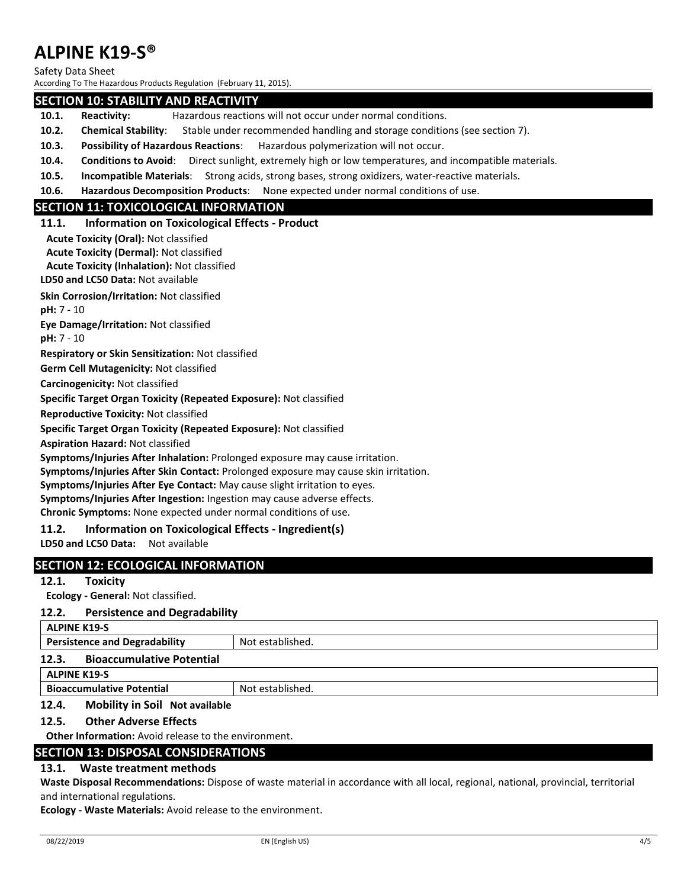## SECTION 10: STABILITY AND REACTIVITY

**10.1. Reactivity:** Hazardous reactions will not occur under normal conditions.

**10.2. Chemical Stability**: Stable under recommended handling and storage conditions (see section 7).

**10.3. Possibility of Hazardous Reactions**: Hazardous polymerization will not occur.

**10.4. Conditions to Avoid**: Direct sunlight, extremely high or low temperatures, and incompatible materials.

**10.5. Incompatible Materials**: Strong acids, strong bases, strong oxidizers, water-reactive materials.

**10.6. Hazardous Decomposition Products**: None expected under normal conditions of use.

## SECTION 11: TOXICOLOGICAL INFORMATION

### 11.1. Information on Toxicological Effects - Product

**Acute Toxicity (Oral):** Not classified

**Acute Toxicity (Dermal):** Not classified

**Acute Toxicity (Inhalation):** Not classified

**LD50 and LC50 Data:** Not available

**Skin Corrosion/Irritation:** Not classified

**pH:** 7 - 10

**Eye Damage/Irritation:** Not classified

**pH:** 7 - 10

**Respiratory or Skin Sensitization:** Not classified

**Germ Cell Mutagenicity:** Not classified

**Carcinogenicity:** Not classified

**Specific Target Organ Toxicity (Repeated Exposure):** Not classified

**Reproductive Toxicity:** Not classified

**Specific Target Organ Toxicity (Repeated Exposure):** Not classified

**Aspiration Hazard:** Not classified

**Symptoms/Injuries After Inhalation:** Prolonged exposure may cause irritation.

**Symptoms/Injuries After Skin Contact:** Prolonged exposure may cause skin irritation.

**Symptoms/Injuries After Eye Contact:** May cause slight irritation to eyes.

**Symptoms/Injuries After Ingestion:** Ingestion may cause adverse effects.

**Chronic Symptoms:** None expected under normal conditions of use.

### 11.2. Information on Toxicological Effects - Ingredient(s)

**LD50 and LC50 Data:** Not available

## SECTION 12: ECOLOGICAL INFORMATION

### 12.1. Toxicity

**Ecology - General:** Not classified.

### 12.2. Persistence and Degradability

| ALPINE K19-S | |
|---|---|
| Persistence and Degradability | Not established. |

### 12.3. Bioaccumulative Potential

| ALPINE K19-S | |
|---|---|
| Bioaccumulative Potential | Not established. |

### 12.4. Mobility in Soil **Not available**

### 12.5. Other Adverse Effects

**Other Information:** Avoid release to the environment.

## SECTION 13: DISPOSAL CONSIDERATIONS

### 13.1. Waste treatment methods

**Waste Disposal Recommendations:** Dispose of waste material in accordance with all local, regional, national, provincial, territorial and international regulations.

**Ecology - Waste Materials:** Avoid release to the environment.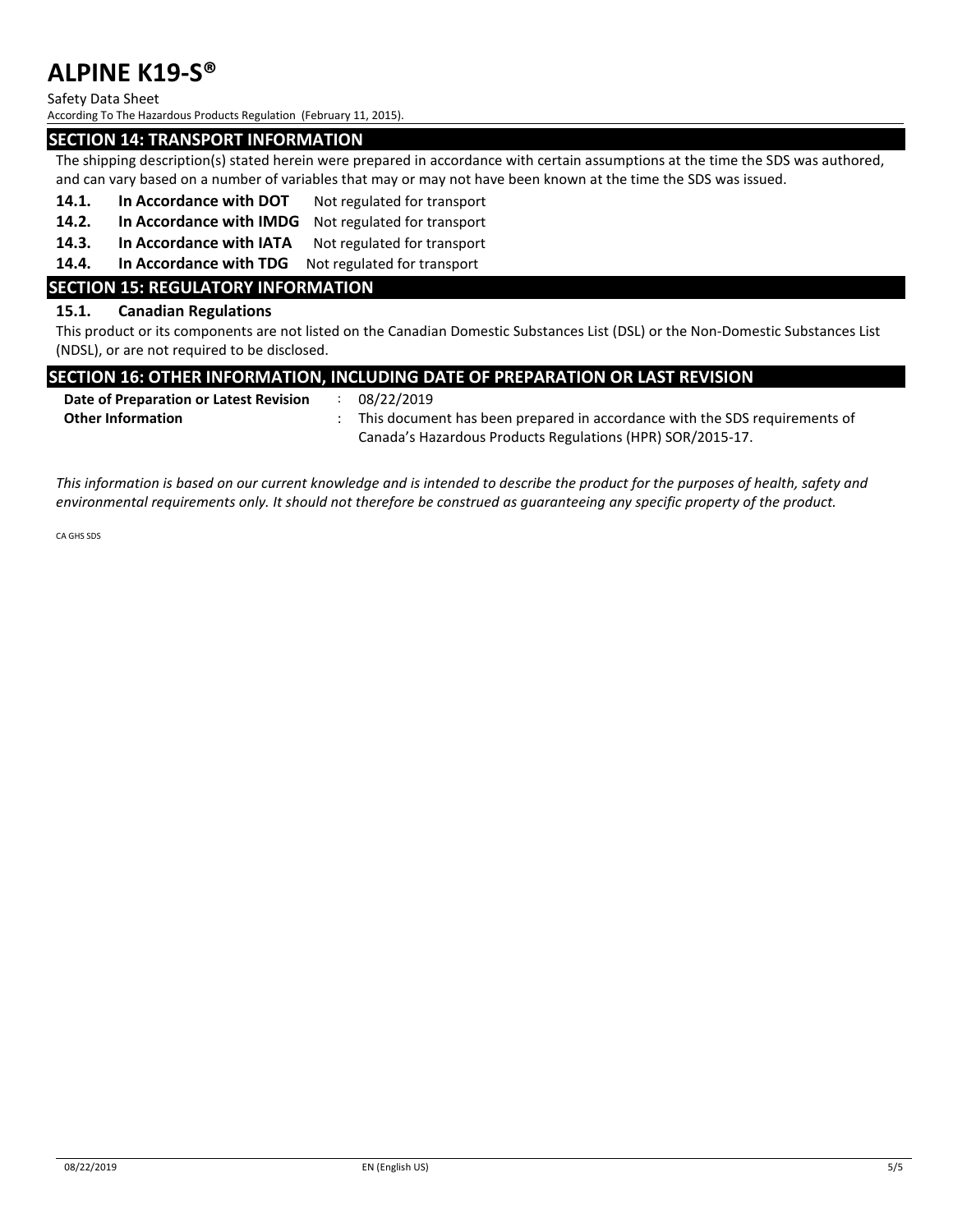## SECTION 14: TRANSPORT INFORMATION

The shipping description(s) stated herein were prepared in accordance with certain assumptions at the time the SDS was authored, and can vary based on a number of variables that may or may not have been known at the time the SDS was issued.

**14.1. In Accordance with DOT** Not regulated for transport

**14.2. In Accordance with IMDG** Not regulated for transport

**14.3. In Accordance with IATA** Not regulated for transport

**14.4. In Accordance with TDG** Not regulated for transport

## SECTION 15: REGULATORY INFORMATION

### 15.1. Canadian Regulations

This product or its components are not listed on the Canadian Domestic Substances List (DSL) or the Non-Domestic Substances List (NDSL), or are not required to be disclosed.

## SECTION 16: OTHER INFORMATION, INCLUDING DATE OF PREPARATION OR LAST REVISION

**Date of Preparation or Latest Revision** : 08/22/2019

**Other Information** : This document has been prepared in accordance with the SDS requirements of Canada's Hazardous Products Regulations (HPR) SOR/2015-17.

*This information is based on our current knowledge and is intended to describe the product for the purposes of health, safety and environmental requirements only. It should not therefore be construed as guaranteeing any specific property of the product.*

CA GHS SDS